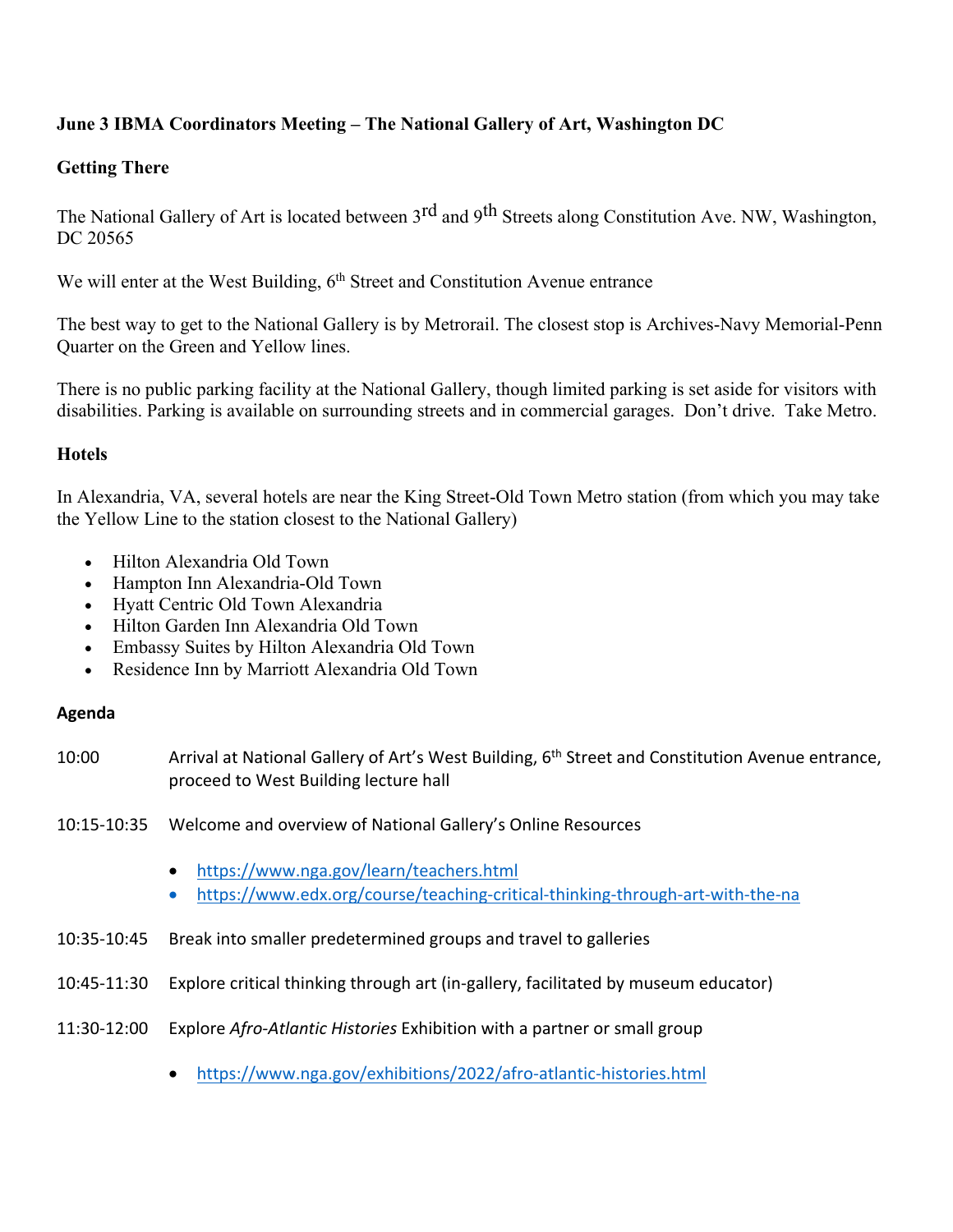**June 3 IBMA Coordinators Meeting – The National Gallery of Art, Washington DC**

**Getting There**

The National Gallery of Art is located between 3rd and 9th Streets along Constitution Ave. NW, Washington, DC 20565

We will enter at the West Building, 6th Street and Constitution Avenue entrance

The best way to get to the National Gallery is by Metrorail. The closest stop is Archives-Navy Memorial-Penn Quarter on the Green and Yellow lines.

There is no public parking facility at the National Gallery, though limited parking is set aside for visitors with disabilities. Parking is available on surrounding streets and in commercial garages. Don't drive. Take Metro.

**Hotels**

In Alexandria, VA, several hotels are near the King Street-Old Town Metro station (from which you may take the Yellow Line to the station closest to the National Gallery)

- Hilton Alexandria Old Town
- Hampton Inn Alexandria-Old Town
- Hyatt Centric Old Town Alexandria
- Hilton Garden Inn Alexandria Old Town
- Embassy Suites by Hilton Alexandria Old Town
- Residence Inn by Marriott Alexandria Old Town

**Agenda**

10:00 Arrival at National Gallery of Art's West Building, 6th Street and Constitution Avenue entrance, proceed to West Building lecture hall

10:15-10:35 Welcome and overview of National Gallery's Online Resources

- https://www.nga.gov/learn/teachers.html
- https://www.edx.org/course/teaching-critical-thinking-through-art-with-the-na

10:35-10:45 Break into smaller predetermined groups and travel to galleries

10:45-11:30 Explore critical thinking through art (in-gallery, facilitated by museum educator)

11:30-12:00 Explore *Afro-Atlantic Histories* Exhibition with a partner or small group

- https://www.nga.gov/exhibitions/2022/afro-atlantic-histories.html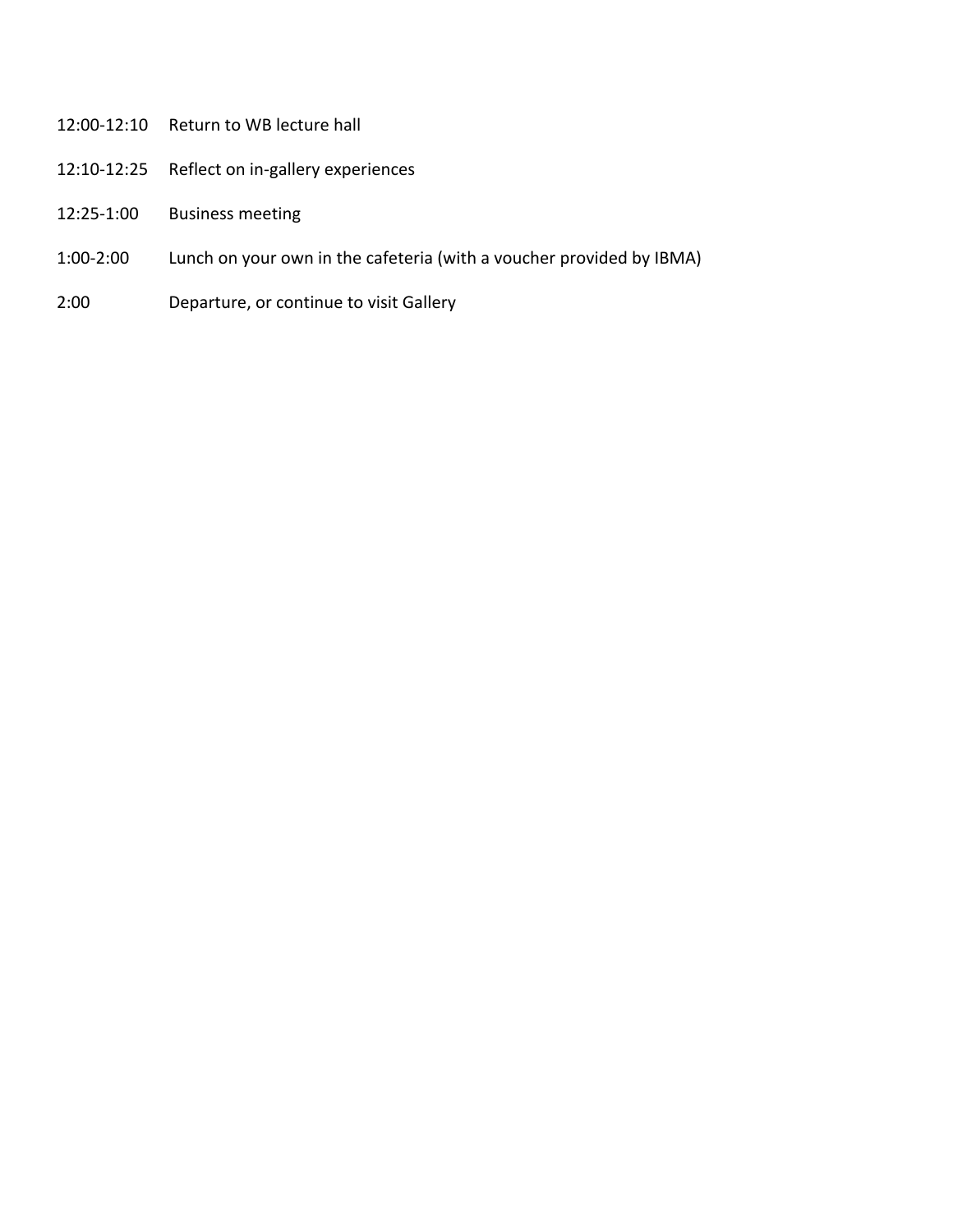| | |
|---|---|
| 12:00-12:10 | Return to WB lecture hall |
| 12:10-12:25 | Reflect on in-gallery experiences |
| 12:25-1:00 | Business meeting |
| 1:00-2:00 | Lunch on your own in the cafeteria (with a voucher provided by IBMA) |
| 2:00 | Departure, or continue to visit Gallery |